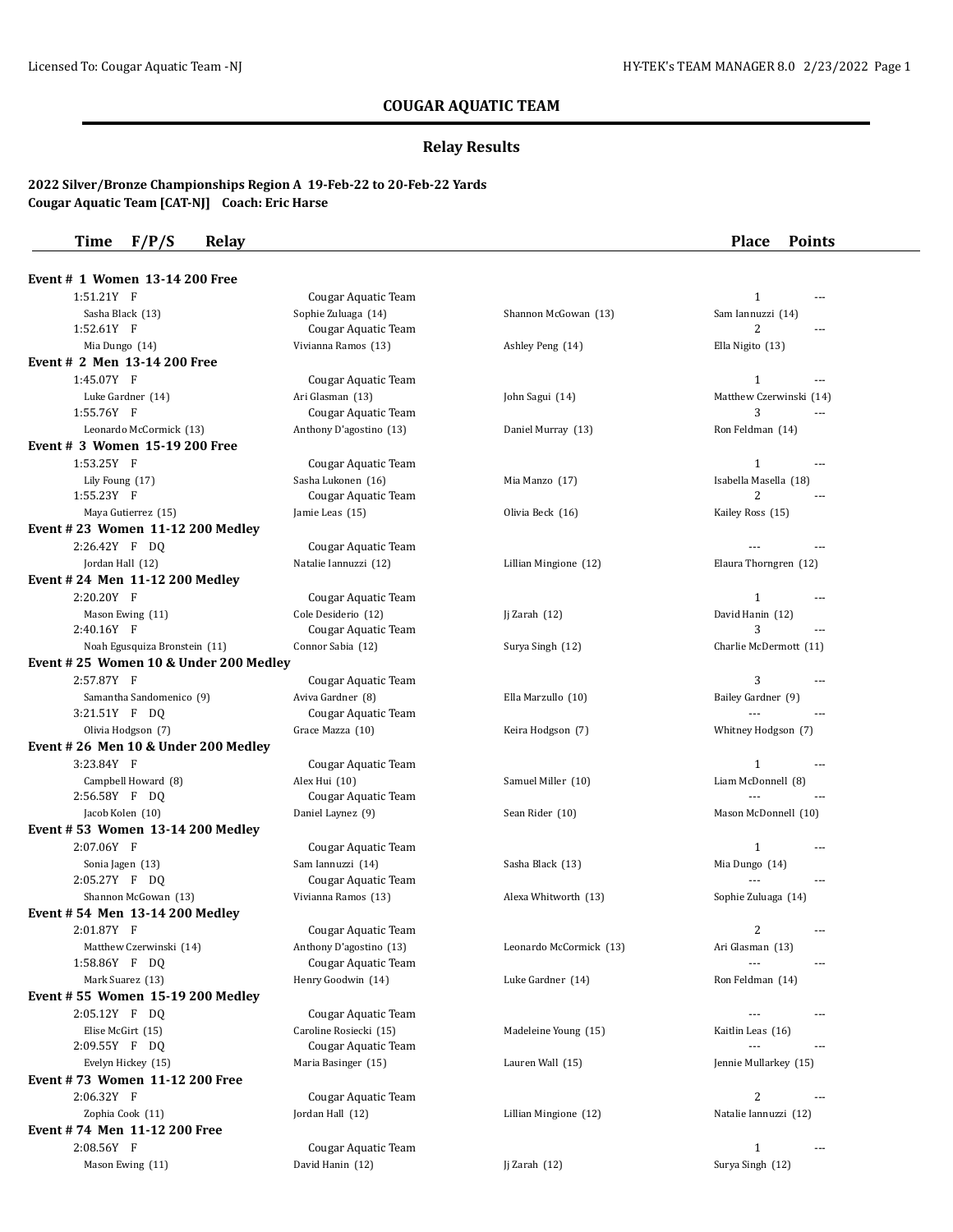# COUGAR AQUATIC TEAM

## Relay Results

**2022 Silver/Bronze Championships Region A 19-Feb-22 to 20-Feb-22 Yards**
**Cougar Aquatic Team [CAT-NJ] Coach: Eric Harse**

| Time | F/P/S | Relay | | | Place | Points |
|---|---|---|---|---|---|---|
| **Event # 1 Women 13-14 200 Free** | | | | | | |
| 1:51.21Y | F | Cougar Aquatic Team | | | 1 | --- |
| Sasha Black (13) | | Sophie Zuluaga (14) | Shannon McGowan (13) | Sam Iannuzzi (14) | | |
| 1:52.61Y | F | Cougar Aquatic Team | | | 2 | --- |
| Mia Dungo (14) | | Vivianna Ramos (13) | Ashley Peng (14) | Ella Nigito (13) | | |
| **Event # 2 Men 13-14 200 Free** | | | | | | |
| 1:45.07Y | F | Cougar Aquatic Team | | | 1 | --- |
| Luke Gardner (14) | | Ari Glasman (13) | John Sagui (14) | Matthew Czerwinski (14) | | |
| 1:55.76Y | F | Cougar Aquatic Team | | | 3 | --- |
| Leonardo McCormick (13) | | Anthony D'agostino (13) | Daniel Murray (13) | Ron Feldman (14) | | |
| **Event # 3 Women 15-19 200 Free** | | | | | | |
| 1:53.25Y | F | Cougar Aquatic Team | | | 1 | --- |
| Lily Foung (17) | | Sasha Lukonen (16) | Mia Manzo (17) | Isabella Masella (18) | | |
| 1:55.23Y | F | Cougar Aquatic Team | | | 2 | --- |
| Maya Gutierrez (15) | | Jamie Leas (15) | Olivia Beck (16) | Kailey Ross (15) | | |
| **Event # 23 Women 11-12 200 Medley** | | | | | | |
| 2:26.42Y | F DQ | Cougar Aquatic Team | | | --- | --- |
| Jordan Hall (12) | | Natalie Iannuzzi (12) | Lillian Mingione (12) | Elaura Thorngren (12) | | |
| **Event # 24 Men 11-12 200 Medley** | | | | | | |
| 2:20.20Y | F | Cougar Aquatic Team | | | 1 | --- |
| Mason Ewing (11) | | Cole Desiderio (12) | Jj Zarah (12) | David Hanin (12) | | |
| 2:40.16Y | F | Cougar Aquatic Team | | | 3 | --- |
| Noah Egusquiza Bronstein (11) | | Connor Sabia (12) | Surya Singh (12) | Charlie McDermott (11) | | |
| **Event # 25 Women 10 & Under 200 Medley** | | | | | | |
| 2:57.87Y | F | Cougar Aquatic Team | | | 3 | --- |
| Samantha Sandomenico (9) | | Aviva Gardner (8) | Ella Marzullo (10) | Bailey Gardner (9) | | |
| 3:21.51Y | F DQ | Cougar Aquatic Team | | | --- | --- |
| Olivia Hodgson (7) | | Grace Mazza (10) | Keira Hodgson (7) | Whitney Hodgson (7) | | |
| **Event # 26 Men 10 & Under 200 Medley** | | | | | | |
| 3:23.84Y | F | Cougar Aquatic Team | | | 1 | --- |
| Campbell Howard (8) | | Alex Hui (10) | Samuel Miller (10) | Liam McDonnell (8) | | |
| 2:56.58Y | F DQ | Cougar Aquatic Team | | | --- | --- |
| Jacob Kolen (10) | | Daniel Laynez (9) | Sean Rider (10) | Mason McDonnell (10) | | |
| **Event # 53 Women 13-14 200 Medley** | | | | | | |
| 2:07.06Y | F | Cougar Aquatic Team | | | 1 | --- |
| Sonia Jagen (13) | | Sam Iannuzzi (14) | Sasha Black (13) | Mia Dungo (14) | | |
| 2:05.27Y | F DQ | Cougar Aquatic Team | | | --- | --- |
| Shannon McGowan (13) | | Vivianna Ramos (13) | Alexa Whitworth (13) | Sophie Zuluaga (14) | | |
| **Event # 54 Men 13-14 200 Medley** | | | | | | |
| 2:01.87Y | F | Cougar Aquatic Team | | | 2 | --- |
| Matthew Czerwinski (14) | | Anthony D'agostino (13) | Leonardo McCormick (13) | Ari Glasman (13) | | |
| 1:58.86Y | F DQ | Cougar Aquatic Team | | | --- | --- |
| Mark Suarez (13) | | Henry Goodwin (14) | Luke Gardner (14) | Ron Feldman (14) | | |
| **Event # 55 Women 15-19 200 Medley** | | | | | | |
| 2:05.12Y | F DQ | Cougar Aquatic Team | | | --- | --- |
| Elise McGirt (15) | | Caroline Rosiecki (15) | Madeleine Young (15) | Kaitlin Leas (16) | | |
| 2:09.55Y | F DQ | Cougar Aquatic Team | | | --- | --- |
| Evelyn Hickey (15) | | Maria Basinger (15) | Lauren Wall (15) | Jennie Mullarkey (15) | | |
| **Event # 73 Women 11-12 200 Free** | | | | | | |
| 2:06.32Y | F | Cougar Aquatic Team | | | 2 | --- |
| Zophia Cook (11) | | Jordan Hall (12) | Lillian Mingione (12) | Natalie Iannuzzi (12) | | |
| **Event # 74 Men 11-12 200 Free** | | | | | | |
| 2:08.56Y | F | Cougar Aquatic Team | | | 1 | --- |
| Mason Ewing (11) | | David Hanin (12) | Jj Zarah (12) | Surya Singh (12) | | |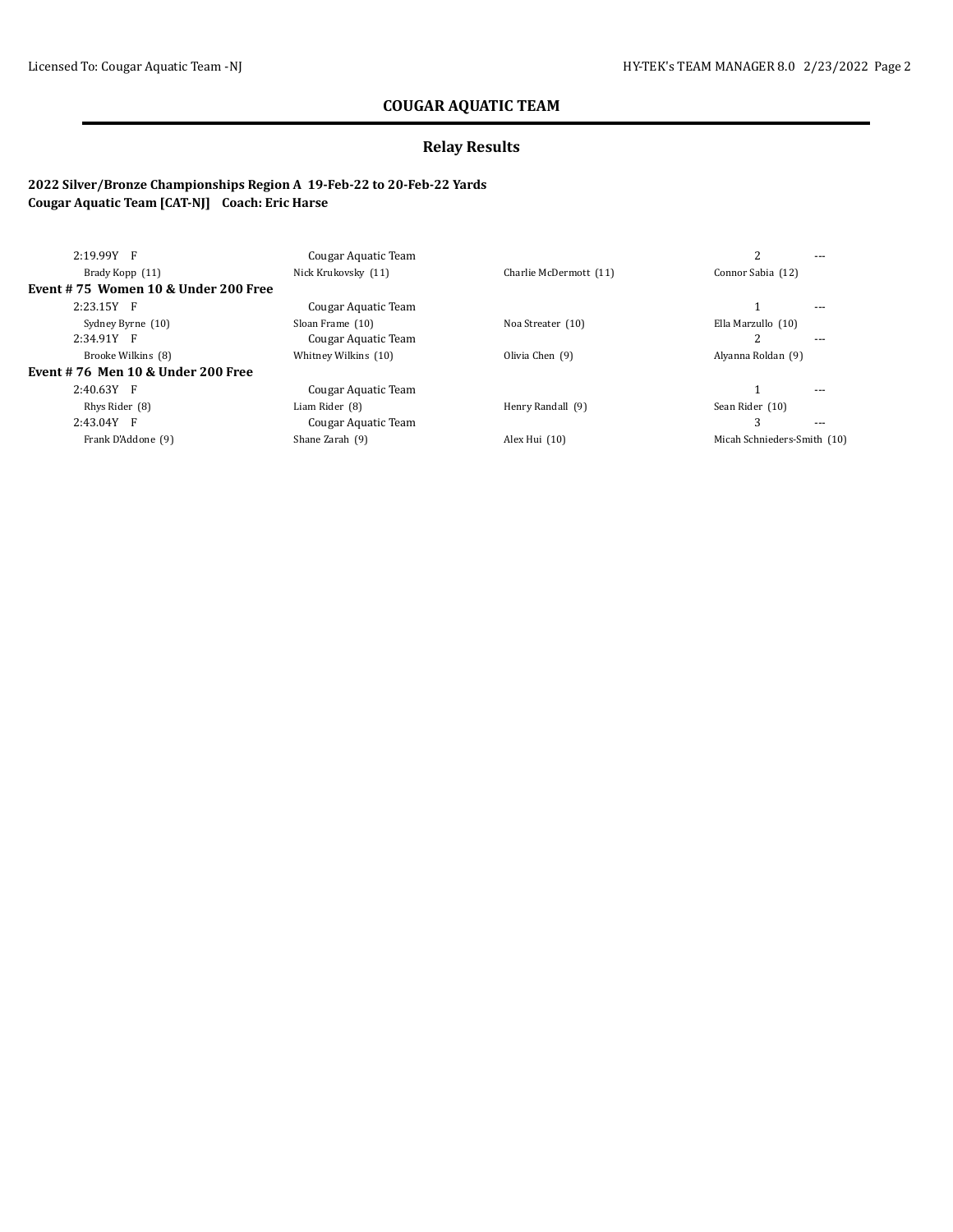## COUGAR AQUATIC TEAM

### Relay Results

**2022 Silver/Bronze Championships Region A 19-Feb-22 to 20-Feb-22 Yards**
**Cougar Aquatic Team [CAT-NJ] Coach: Eric Harse**

2:19.99Y F — Cougar Aquatic Team — 2 — ---
Brady Kopp (11) | Nick Krukovsky (11) | Charlie McDermott (11) | Connor Sabia (12)

**Event # 75 Women 10 & Under 200 Free**

2:23.15Y F — Cougar Aquatic Team — 1 — ---
Sydney Byrne (10) | Sloan Frame (10) | Noa Streater (10) | Ella Marzullo (10)

2:34.91Y F — Cougar Aquatic Team — 2 — ---
Brooke Wilkins (8) | Whitney Wilkins (10) | Olivia Chen (9) | Alyanna Roldan (9)

**Event # 76 Men 10 & Under 200 Free**

2:40.63Y F — Cougar Aquatic Team — 1 — ---
Rhys Rider (8) | Liam Rider (8) | Henry Randall (9) | Sean Rider (10)

2:43.04Y F — Cougar Aquatic Team — 3 — ---
Frank D'Addone (9) | Shane Zarah (9) | Alex Hui (10) | Micah Schnieders-Smith (10)